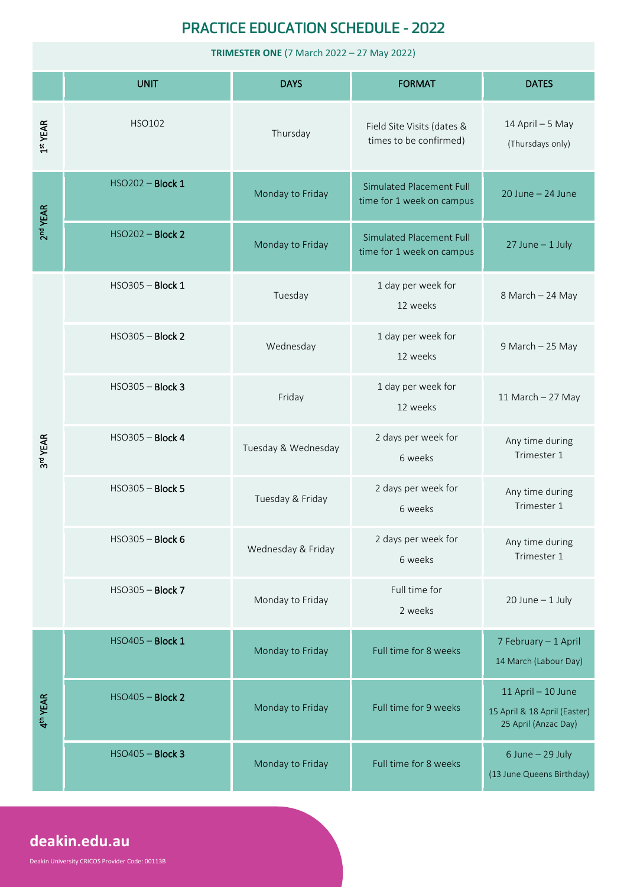# PRACTICE EDUCATION SCHEDULE - 2022

**TRIMESTER ONE** (7 March 2022 – 27 May 2022)

| | UNIT | DAYS | FORMAT | DATES |
|---|---|---|---|---|
| 1st YEAR | HSO102 | Thursday | Field Site Visits (dates & times to be confirmed) | 14 April – 5 May (Thursdays only) |
| 2nd YEAR | HSO202 – **Block 1** | Monday to Friday | Simulated Placement Full time for 1 week on campus | 20 June – 24 June |
| | HSO202 – **Block 2** | Monday to Friday | Simulated Placement Full time for 1 week on campus | 27 June – 1 July |
| 3rd YEAR | HSO305 – **Block 1** | Tuesday | 1 day per week for 12 weeks | 8 March – 24 May |
| | HSO305 – **Block 2** | Wednesday | 1 day per week for 12 weeks | 9 March – 25 May |
| | HSO305 – **Block 3** | Friday | 1 day per week for 12 weeks | 11 March – 27 May |
| | HSO305 – **Block 4** | Tuesday & Wednesday | 2 days per week for 6 weeks | Any time during Trimester 1 |
| | HSO305 – **Block 5** | Tuesday & Friday | 2 days per week for 6 weeks | Any time during Trimester 1 |
| | HSO305 – **Block 6** | Wednesday & Friday | 2 days per week for 6 weeks | Any time during Trimester 1 |
| | HSO305 – **Block 7** | Monday to Friday | Full time for 2 weeks | 20 June – 1 July |
| 4th YEAR | HSO405 – **Block 1** | Monday to Friday | Full time for 8 weeks | 7 February – 1 April<br>14 March (Labour Day) |
| | HSO405 – **Block 2** | Monday to Friday | Full time for 9 weeks | 11 April – 10 June<br>15 April & 18 April (Easter)<br>25 April (Anzac Day) |
| | HSO405 – **Block 3** | Monday to Friday | Full time for 8 weeks | 6 June – 29 July<br>(13 June Queens Birthday) |

**deakin.edu.au**

Deakin University CRICOS Provider Code: 00113B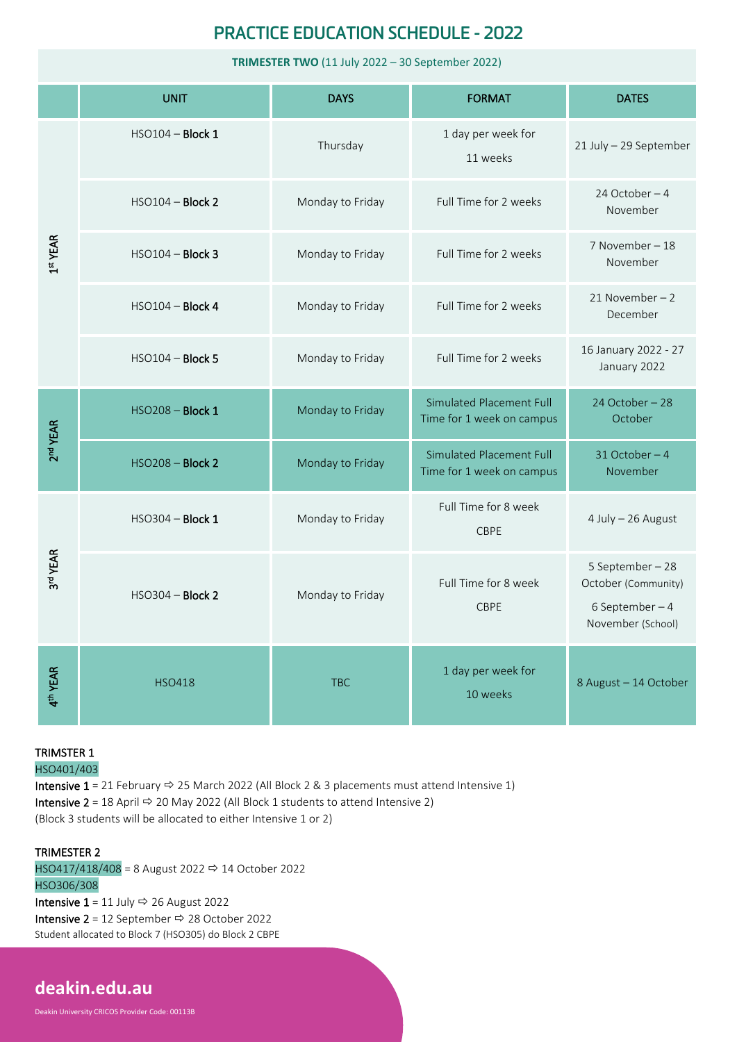# PRACTICE EDUCATION SCHEDULE - 2022

**TRIMESTER TWO** (11 July 2022 – 30 September 2022)

| | UNIT | DAYS | FORMAT | DATES |
|---|---|---|---|---|
| 1st YEAR | HSO104 – **Block 1** | Thursday | 1 day per week for 11 weeks | 21 July – 29 September |
| | HSO104 – **Block 2** | Monday to Friday | Full Time for 2 weeks | 24 October – 4 November |
| | HSO104 – **Block 3** | Monday to Friday | Full Time for 2 weeks | 7 November – 18 November |
| | HSO104 – **Block 4** | Monday to Friday | Full Time for 2 weeks | 21 November – 2 December |
| | HSO104 – **Block 5** | Monday to Friday | Full Time for 2 weeks | 16 January 2022 - 27 January 2022 |
| 2nd YEAR | HSO208 – **Block 1** | Monday to Friday | Simulated Placement Full Time for 1 week on campus | 24 October – 28 October |
| | HSO208 – **Block 2** | Monday to Friday | Simulated Placement Full Time for 1 week on campus | 31 October – 4 November |
| 3rd YEAR | HSO304 – **Block 1** | Monday to Friday | Full Time for 8 week CBPE | 4 July – 26 August |
| | HSO304 – **Block 2** | Monday to Friday | Full Time for 8 week CBPE | 5 September – 28 October (Community) 6 September – 4 November (School) |
| 4th YEAR | HSO418 | TBC | 1 day per week for 10 weeks | 8 August – 14 October |

**TRIMSTER 1**

HSO401/403

**Intensive 1** = 21 February ⇨ 25 March 2022 (All Block 2 & 3 placements must attend Intensive 1)
**Intensive 2** = 18 April ⇨ 20 May 2022 (All Block 1 students to attend Intensive 2)
(Block 3 students will be allocated to either Intensive 1 or 2)

**TRIMESTER 2**

HSO417/418/408 = 8 August 2022 ⇨ 14 October 2022
HSO306/308
**Intensive 1** = 11 July ⇨ 26 August 2022
**Intensive 2** = 12 September ⇨ 28 October 2022
Student allocated to Block 7 (HSO305) do Block 2 CBPE

**deakin.edu.au**

Deakin University CRICOS Provider Code: 00113B